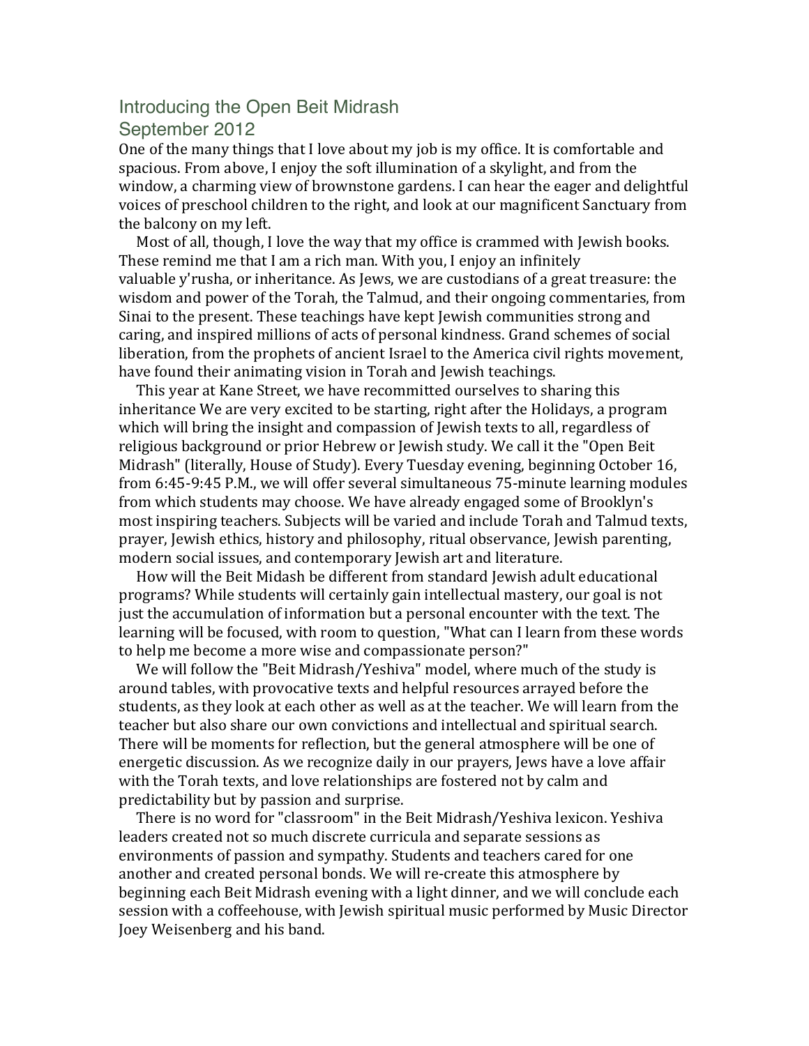# Introducing the Open Beit Midrash
## September 2012

One of the many things that I love about my job is my office. It is comfortable and spacious. From above, I enjoy the soft illumination of a skylight, and from the window, a charming view of brownstone gardens. I can hear the eager and delightful voices of preschool children to the right, and look at our magnificent Sanctuary from the balcony on my left.

Most of all, though, I love the way that my office is crammed with Jewish books. These remind me that I am a rich man. With you, I enjoy an infinitely valuable y'rusha, or inheritance. As Jews, we are custodians of a great treasure: the wisdom and power of the Torah, the Talmud, and their ongoing commentaries, from Sinai to the present. These teachings have kept Jewish communities strong and caring, and inspired millions of acts of personal kindness. Grand schemes of social liberation, from the prophets of ancient Israel to the America civil rights movement, have found their animating vision in Torah and Jewish teachings.

This year at Kane Street, we have recommitted ourselves to sharing this inheritance We are very excited to be starting, right after the Holidays, a program which will bring the insight and compassion of Jewish texts to all, regardless of religious background or prior Hebrew or Jewish study. We call it the "Open Beit Midrash" (literally, House of Study). Every Tuesday evening, beginning October 16, from 6:45-9:45 P.M., we will offer several simultaneous 75-minute learning modules from which students may choose. We have already engaged some of Brooklyn's most inspiring teachers. Subjects will be varied and include Torah and Talmud texts, prayer, Jewish ethics, history and philosophy, ritual observance, Jewish parenting, modern social issues, and contemporary Jewish art and literature.

How will the Beit Midash be different from standard Jewish adult educational programs? While students will certainly gain intellectual mastery, our goal is not just the accumulation of information but a personal encounter with the text. The learning will be focused, with room to question, "What can I learn from these words to help me become a more wise and compassionate person?"

We will follow the "Beit Midrash/Yeshiva" model, where much of the study is around tables, with provocative texts and helpful resources arrayed before the students, as they look at each other as well as at the teacher. We will learn from the teacher but also share our own convictions and intellectual and spiritual search. There will be moments for reflection, but the general atmosphere will be one of energetic discussion. As we recognize daily in our prayers, Jews have a love affair with the Torah texts, and love relationships are fostered not by calm and predictability but by passion and surprise.

There is no word for "classroom" in the Beit Midrash/Yeshiva lexicon. Yeshiva leaders created not so much discrete curricula and separate sessions as environments of passion and sympathy. Students and teachers cared for one another and created personal bonds. We will re-create this atmosphere by beginning each Beit Midrash evening with a light dinner, and we will conclude each session with a coffeehouse, with Jewish spiritual music performed by Music Director Joey Weisenberg and his band.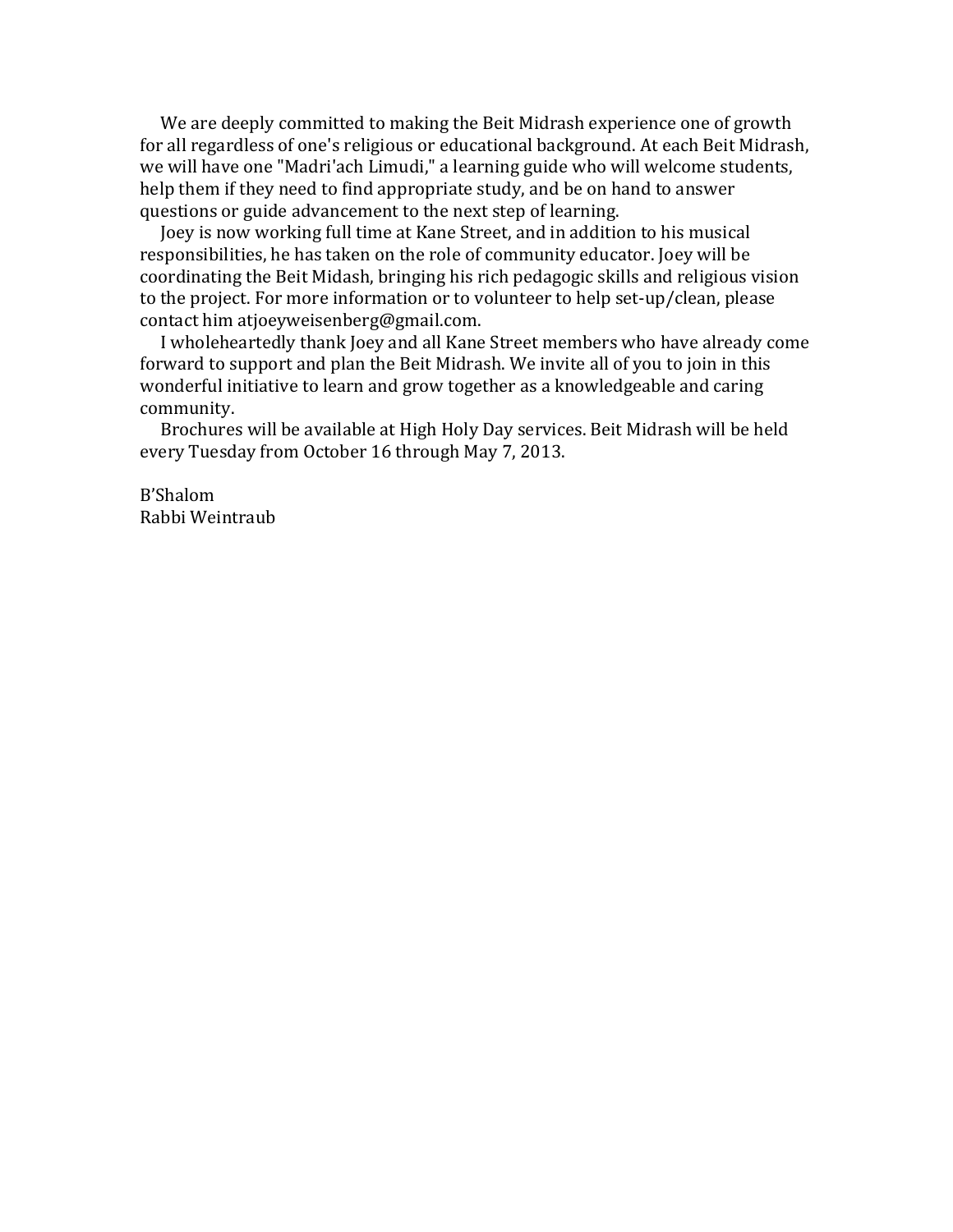We are deeply committed to making the Beit Midrash experience one of growth for all regardless of one's religious or educational background. At each Beit Midrash, we will have one "Madri'ach Limudi," a learning guide who will welcome students, help them if they need to find appropriate study, and be on hand to answer questions or guide advancement to the next step of learning.

Joey is now working full time at Kane Street, and in addition to his musical responsibilities, he has taken on the role of community educator. Joey will be coordinating the Beit Midash, bringing his rich pedagogic skills and religious vision to the project. For more information or to volunteer to help set-up/clean, please contact him atjoeyweisenberg@gmail.com.

I wholeheartedly thank Joey and all Kane Street members who have already come forward to support and plan the Beit Midrash. We invite all of you to join in this wonderful initiative to learn and grow together as a knowledgeable and caring community.

Brochures will be available at High Holy Day services. Beit Midrash will be held every Tuesday from October 16 through May 7, 2013.

B'Shalom
Rabbi Weintraub